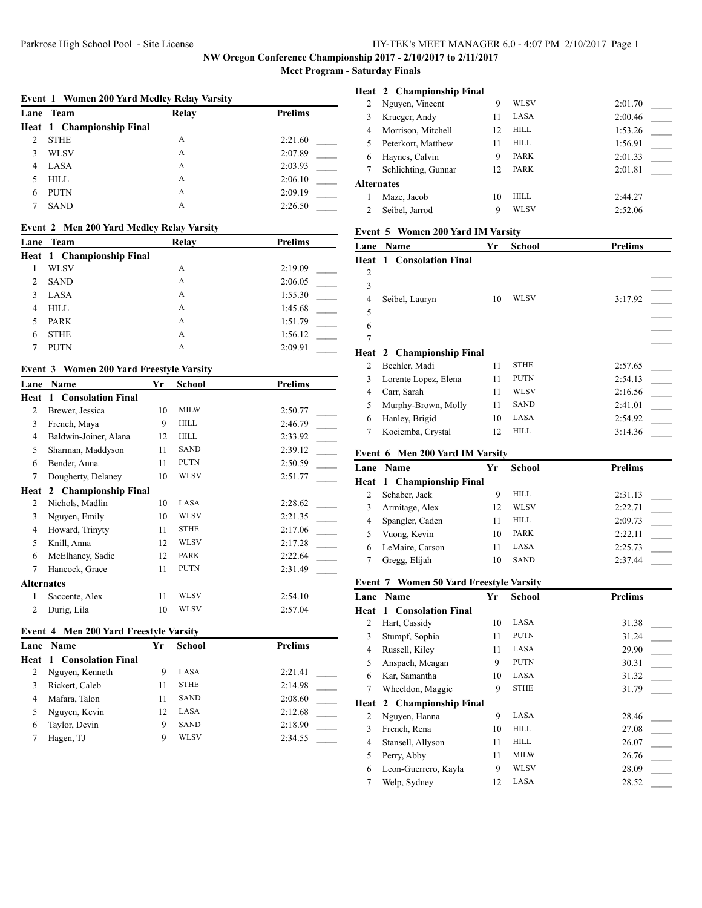Parkrose High School Pool - Site License

**NW Oregon Conference Championship 2017 - 2/10/2017 to 2/11/2017**

**Meet Program - Saturday Finals**

### Event 1 Women 200 Yard Medley Relay Varsity

| Lane | Team | Relay | Prelims | |
|---|---|---|---|---|
| **Heat 1 Championship Final** | | | | |
| 2 | STHE | A | 2:21.60 | _____ |
| 3 | WLSV | A | 2:07.89 | _____ |
| 4 | LASA | A | 2:03.93 | _____ |
| 5 | HILL | A | 2:06.10 | _____ |
| 6 | PUTN | A | 2:09.19 | _____ |
| 7 | SAND | A | 2:26.50 | _____ |

### Event 2 Men 200 Yard Medley Relay Varsity

| Lane | Team | Relay | Prelims | |
|---|---|---|---|---|
| **Heat 1 Championship Final** | | | | |
| 1 | WLSV | A | 2:19.09 | _____ |
| 2 | SAND | A | 2:06.05 | _____ |
| 3 | LASA | A | 1:55.30 | _____ |
| 4 | HILL | A | 1:45.68 | _____ |
| 5 | PARK | A | 1:51.79 | _____ |
| 6 | STHE | A | 1:56.12 | _____ |
| 7 | PUTN | A | 2:09.91 | _____ |

### Event 3 Women 200 Yard Freestyle Varsity

| Lane | Name | Yr | School | Prelims | |
|---|---|---|---|---|---|
| **Heat 1 Consolation Final** | | | | | |
| 2 | Brewer, Jessica | 10 | MILW | 2:50.77 | _____ |
| 3 | French, Maya | 9 | HILL | 2:46.79 | _____ |
| 4 | Baldwin-Joiner, Alana | 12 | HILL | 2:33.92 | _____ |
| 5 | Sharman, Maddyson | 11 | SAND | 2:39.12 | _____ |
| 6 | Bender, Anna | 11 | PUTN | 2:50.59 | _____ |
| 7 | Dougherty, Delaney | 10 | WLSV | 2:51.77 | _____ |
| **Heat 2 Championship Final** | | | | | |
| 2 | Nichols, Madlin | 10 | LASA | 2:28.62 | _____ |
| 3 | Nguyen, Emily | 10 | WLSV | 2:21.35 | _____ |
| 4 | Howard, Trinyty | 11 | STHE | 2:17.06 | _____ |
| 5 | Knill, Anna | 12 | WLSV | 2:17.28 | _____ |
| 6 | McElhaney, Sadie | 12 | PARK | 2:22.64 | _____ |
| 7 | Hancock, Grace | 11 | PUTN | 2:31.49 | _____ |
| **Alternates** | | | | | |
| 1 | Saccente, Alex | 11 | WLSV | 2:54.10 | |
| 2 | Durig, Lila | 10 | WLSV | 2:57.04 | |

### Event 4 Men 200 Yard Freestyle Varsity

| Lane | Name | Yr | School | Prelims | |
|---|---|---|---|---|---|
| **Heat 1 Consolation Final** | | | | | |
| 2 | Nguyen, Kenneth | 9 | LASA | 2:21.41 | _____ |
| 3 | Rickert, Caleb | 11 | STHE | 2:14.98 | _____ |
| 4 | Mafara, Talon | 11 | SAND | 2:08.60 | _____ |
| 5 | Nguyen, Kevin | 12 | LASA | 2:12.68 | _____ |
| 6 | Taylor, Devin | 9 | SAND | 2:18.90 | _____ |
| 7 | Hagen, TJ | 9 | WLSV | 2:34.55 | _____ |
| **Heat 2 Championship Final** | | | | | |
| 2 | Nguyen, Vincent | 9 | WLSV | 2:01.70 | _____ |
| 3 | Krueger, Andy | 11 | LASA | 2:00.46 | _____ |
| 4 | Morrison, Mitchell | 12 | HILL | 1:53.26 | _____ |
| 5 | Peterkort, Matthew | 11 | HILL | 1:56.91 | _____ |
| 6 | Haynes, Calvin | 9 | PARK | 2:01.33 | _____ |
| 7 | Schlichting, Gunnar | 12 | PARK | 2:01.81 | _____ |
| **Alternates** | | | | | |
| 1 | Maze, Jacob | 10 | HILL | 2:44.27 | |
| 2 | Seibel, Jarrod | 9 | WLSV | 2:52.06 | |

### Event 5 Women 200 Yard IM Varsity

| Lane | Name | Yr | School | Prelims | |
|---|---|---|---|---|---|
| **Heat 1 Consolation Final** | | | | | |
| 2 | | | | | _____ |
| 3 | | | | | _____ |
| 4 | Seibel, Lauryn | 10 | WLSV | 3:17.92 | _____ |
| 5 | | | | | _____ |
| 6 | | | | | _____ |
| 7 | | | | | _____ |
| **Heat 2 Championship Final** | | | | | |
| 2 | Beehler, Madi | 11 | STHE | 2:57.65 | _____ |
| 3 | Lorente Lopez, Elena | 11 | PUTN | 2:54.13 | _____ |
| 4 | Carr, Sarah | 11 | WLSV | 2:16.56 | _____ |
| 5 | Murphy-Brown, Molly | 11 | SAND | 2:41.01 | _____ |
| 6 | Hanley, Brigid | 10 | LASA | 2:54.92 | _____ |
| 7 | Kociemba, Crystal | 12 | HILL | 3:14.36 | _____ |

### Event 6 Men 200 Yard IM Varsity

| Lane | Name | Yr | School | Prelims | |
|---|---|---|---|---|---|
| **Heat 1 Championship Final** | | | | | |
| 2 | Schaber, Jack | 9 | HILL | 2:31.13 | _____ |
| 3 | Armitage, Alex | 12 | WLSV | 2:22.71 | _____ |
| 4 | Spangler, Caden | 11 | HILL | 2:09.73 | _____ |
| 5 | Vuong, Kevin | 10 | PARK | 2:22.11 | _____ |
| 6 | LeMaire, Carson | 11 | LASA | 2:25.73 | _____ |
| 7 | Gregg, Elijah | 10 | SAND | 2:37.44 | _____ |

### Event 7 Women 50 Yard Freestyle Varsity

| Lane | Name | Yr | School | Prelims | |
|---|---|---|---|---|---|
| **Heat 1 Consolation Final** | | | | | |
| 2 | Hart, Cassidy | 10 | LASA | 31.38 | _____ |
| 3 | Stumpf, Sophia | 11 | PUTN | 31.24 | _____ |
| 4 | Russell, Kiley | 11 | LASA | 29.90 | _____ |
| 5 | Anspach, Meagan | 9 | PUTN | 30.31 | _____ |
| 6 | Kar, Samantha | 10 | LASA | 31.32 | _____ |
| 7 | Wheeldon, Maggie | 9 | STHE | 31.79 | _____ |
| **Heat 2 Championship Final** | | | | | |
| 2 | Nguyen, Hanna | 9 | LASA | 28.46 | _____ |
| 3 | French, Rena | 10 | HILL | 27.08 | _____ |
| 4 | Stansell, Allyson | 11 | HILL | 26.07 | _____ |
| 5 | Perry, Abby | 11 | MILW | 26.76 | _____ |
| 6 | Leon-Guerrero, Kayla | 9 | WLSV | 28.09 | _____ |
| 7 | Welp, Sydney | 12 | LASA | 28.52 | _____ |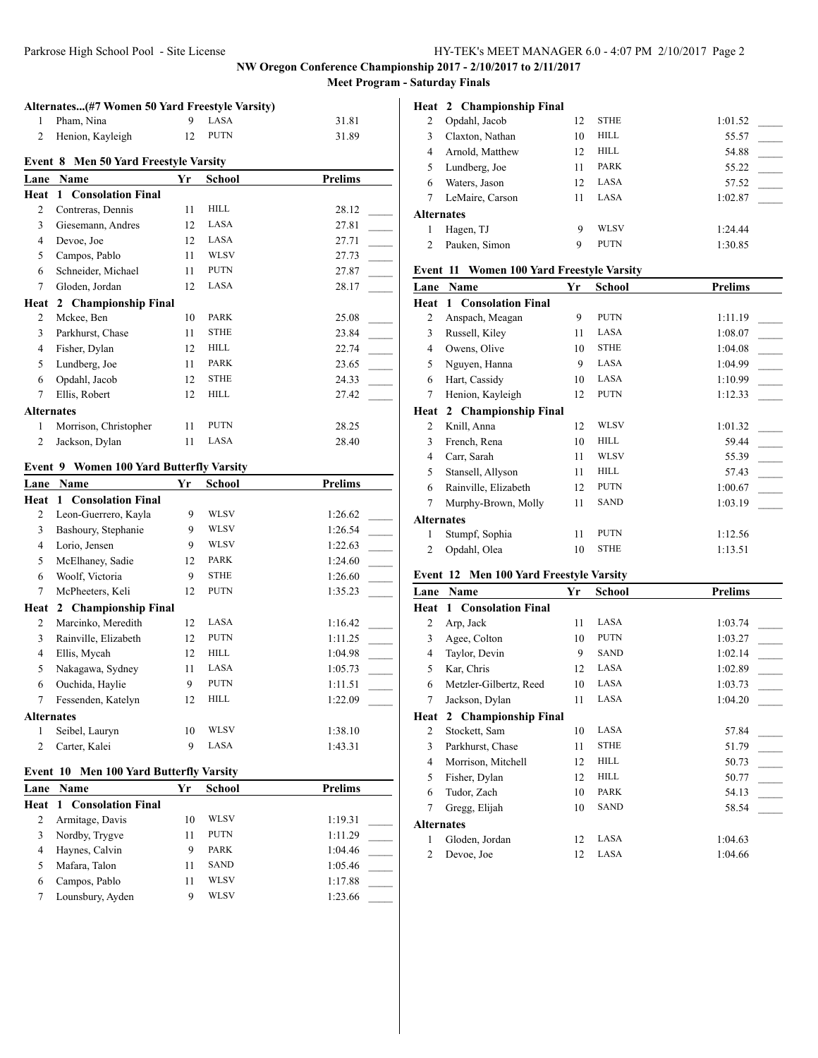NW Oregon Conference Championship 2017 - 2/10/2017 to 2/11/2017

Meet Program - Saturday Finals

**Alternates...(#7 Women 50 Yard Freestyle Varsity)**

| | Name | Yr | School | Prelims |
|---|---|---|---|---|
| 1 | Pham, Nina | 9 | LASA | 31.81 |
| 2 | Henion, Kayleigh | 12 | PUTN | 31.89 |

**Event 8 Men 50 Yard Freestyle Varsity**

| Lane | Name | Yr | School | Prelims |
|---|---|---|---|---|
| **Heat 1 Consolation Final** | | | | |
| 2 | Contreras, Dennis | 11 | HILL | 28.12 |
| 3 | Giesemann, Andres | 12 | LASA | 27.81 |
| 4 | Devoe, Joe | 12 | LASA | 27.71 |
| 5 | Campos, Pablo | 11 | WLSV | 27.73 |
| 6 | Schneider, Michael | 11 | PUTN | 27.87 |
| 7 | Gloden, Jordan | 12 | LASA | 28.17 |
| **Heat 2 Championship Final** | | | | |
| 2 | Mckee, Ben | 10 | PARK | 25.08 |
| 3 | Parkhurst, Chase | 11 | STHE | 23.84 |
| 4 | Fisher, Dylan | 12 | HILL | 22.74 |
| 5 | Lundberg, Joe | 11 | PARK | 23.65 |
| 6 | Opdahl, Jacob | 12 | STHE | 24.33 |
| 7 | Ellis, Robert | 12 | HILL | 27.42 |
| **Alternates** | | | | |
| 1 | Morrison, Christopher | 11 | PUTN | 28.25 |
| 2 | Jackson, Dylan | 11 | LASA | 28.40 |

**Event 9 Women 100 Yard Butterfly Varsity**

| Lane | Name | Yr | School | Prelims |
|---|---|---|---|---|
| **Heat 1 Consolation Final** | | | | |
| 2 | Leon-Guerrero, Kayla | 9 | WLSV | 1:26.62 |
| 3 | Bashoury, Stephanie | 9 | WLSV | 1:26.54 |
| 4 | Lorio, Jensen | 9 | WLSV | 1:22.63 |
| 5 | McElhaney, Sadie | 12 | PARK | 1:24.60 |
| 6 | Woolf, Victoria | 9 | STHE | 1:26.60 |
| 7 | McPheeters, Keli | 12 | PUTN | 1:35.23 |
| **Heat 2 Championship Final** | | | | |
| 2 | Marcinko, Meredith | 12 | LASA | 1:16.42 |
| 3 | Rainville, Elizabeth | 12 | PUTN | 1:11.25 |
| 4 | Ellis, Mycah | 12 | HILL | 1:04.98 |
| 5 | Nakagawa, Sydney | 11 | LASA | 1:05.73 |
| 6 | Ouchida, Haylie | 9 | PUTN | 1:11.51 |
| 7 | Fessenden, Katelyn | 12 | HILL | 1:22.09 |
| **Alternates** | | | | |
| 1 | Seibel, Lauryn | 10 | WLSV | 1:38.10 |
| 2 | Carter, Kalei | 9 | LASA | 1:43.31 |

**Event 10 Men 100 Yard Butterfly Varsity**

| Lane | Name | Yr | School | Prelims |
|---|---|---|---|---|
| **Heat 1 Consolation Final** | | | | |
| 2 | Armitage, Davis | 10 | WLSV | 1:19.31 |
| 3 | Nordby, Trygve | 11 | PUTN | 1:11.29 |
| 4 | Haynes, Calvin | 9 | PARK | 1:04.46 |
| 5 | Mafara, Talon | 11 | SAND | 1:05.46 |
| 6 | Campos, Pablo | 11 | WLSV | 1:17.88 |
| 7 | Lounsbury, Ayden | 9 | WLSV | 1:23.66 |
| **Heat 2 Championship Final** | | | | |
| 2 | Opdahl, Jacob | 12 | STHE | 1:01.52 |
| 3 | Claxton, Nathan | 10 | HILL | 55.57 |
| 4 | Arnold, Matthew | 12 | HILL | 54.88 |
| 5 | Lundberg, Joe | 11 | PARK | 55.22 |
| 6 | Waters, Jason | 12 | LASA | 57.52 |
| 7 | LeMaire, Carson | 11 | LASA | 1:02.87 |
| **Alternates** | | | | |
| 1 | Hagen, TJ | 9 | WLSV | 1:24.44 |
| 2 | Pauken, Simon | 9 | PUTN | 1:30.85 |

**Event 11 Women 100 Yard Freestyle Varsity**

| Lane | Name | Yr | School | Prelims |
|---|---|---|---|---|
| **Heat 1 Consolation Final** | | | | |
| 2 | Anspach, Meagan | 9 | PUTN | 1:11.19 |
| 3 | Russell, Kiley | 11 | LASA | 1:08.07 |
| 4 | Owens, Olive | 10 | STHE | 1:04.08 |
| 5 | Nguyen, Hanna | 9 | LASA | 1:04.99 |
| 6 | Hart, Cassidy | 10 | LASA | 1:10.99 |
| 7 | Henion, Kayleigh | 12 | PUTN | 1:12.33 |
| **Heat 2 Championship Final** | | | | |
| 2 | Knill, Anna | 12 | WLSV | 1:01.32 |
| 3 | French, Rena | 10 | HILL | 59.44 |
| 4 | Carr, Sarah | 11 | WLSV | 55.39 |
| 5 | Stansell, Allyson | 11 | HILL | 57.43 |
| 6 | Rainville, Elizabeth | 12 | PUTN | 1:00.67 |
| 7 | Murphy-Brown, Molly | 11 | SAND | 1:03.19 |
| **Alternates** | | | | |
| 1 | Stumpf, Sophia | 11 | PUTN | 1:12.56 |
| 2 | Opdahl, Olea | 10 | STHE | 1:13.51 |

**Event 12 Men 100 Yard Freestyle Varsity**

| Lane | Name | Yr | School | Prelims |
|---|---|---|---|---|
| **Heat 1 Consolation Final** | | | | |
| 2 | Arp, Jack | 11 | LASA | 1:03.74 |
| 3 | Agee, Colton | 10 | PUTN | 1:03.27 |
| 4 | Taylor, Devin | 9 | SAND | 1:02.14 |
| 5 | Kar, Chris | 12 | LASA | 1:02.89 |
| 6 | Metzler-Gilbertz, Reed | 10 | LASA | 1:03.73 |
| 7 | Jackson, Dylan | 11 | LASA | 1:04.20 |
| **Heat 2 Championship Final** | | | | |
| 2 | Stockett, Sam | 10 | LASA | 57.84 |
| 3 | Parkhurst, Chase | 11 | STHE | 51.79 |
| 4 | Morrison, Mitchell | 12 | HILL | 50.73 |
| 5 | Fisher, Dylan | 12 | HILL | 50.77 |
| 6 | Tudor, Zach | 10 | PARK | 54.13 |
| 7 | Gregg, Elijah | 10 | SAND | 58.54 |
| **Alternates** | | | | |
| 1 | Gloden, Jordan | 12 | LASA | 1:04.63 |
| 2 | Devoe, Joe | 12 | LASA | 1:04.66 |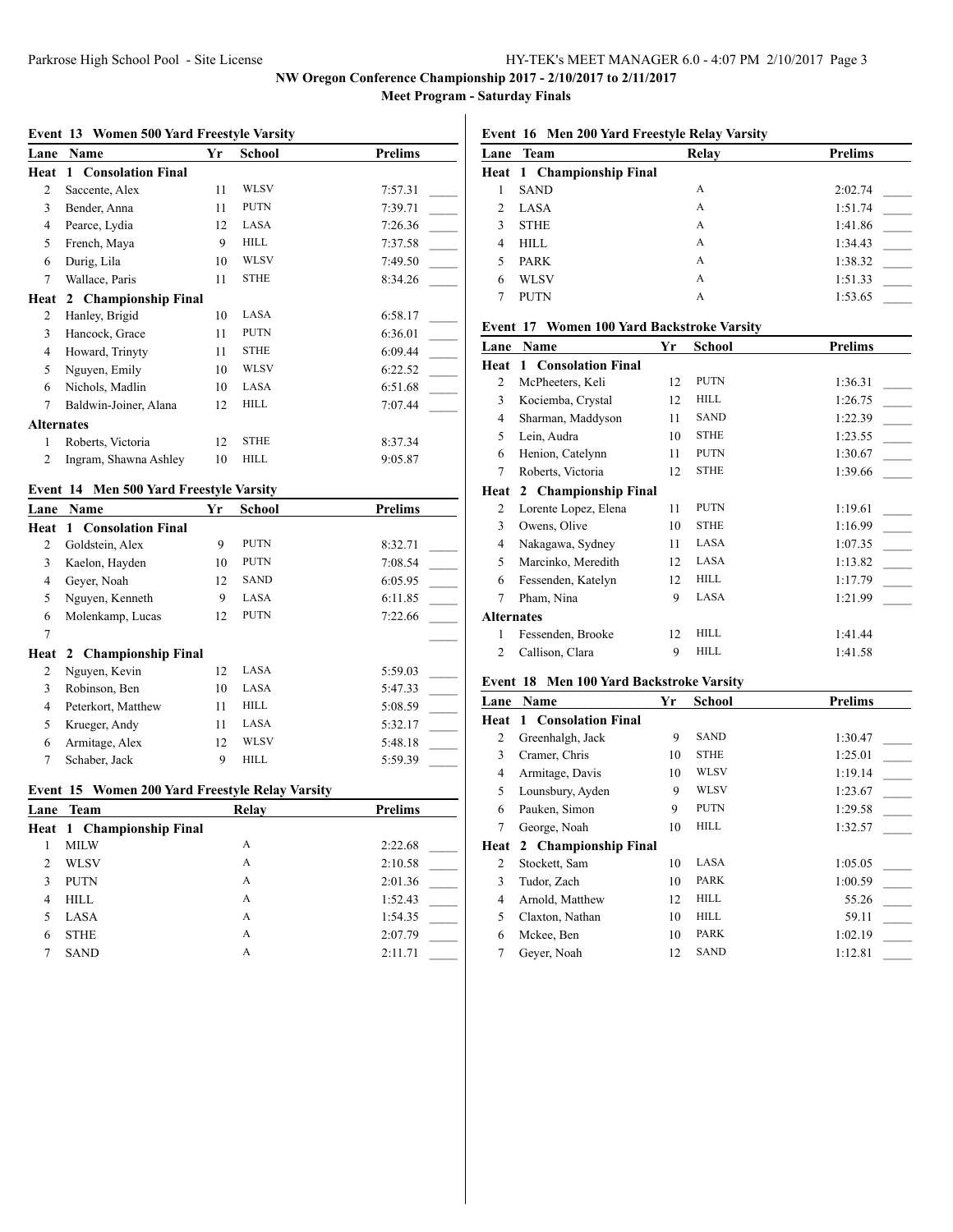## NW Oregon Conference Championship 2017 - 2/10/2017 to 2/11/2017

### Meet Program - Saturday Finals

**Event 13 Women 500 Yard Freestyle Varsity**

| Lane | Name | Yr | School | Prelims |
|---|---|---|---|---|
| **Heat 1 Consolation Final** | | | | |
| 2 | Saccente, Alex | 11 | WLSV | 7:57.31 |
| 3 | Bender, Anna | 11 | PUTN | 7:39.71 |
| 4 | Pearce, Lydia | 12 | LASA | 7:26.36 |
| 5 | French, Maya | 9 | HILL | 7:37.58 |
| 6 | Durig, Lila | 10 | WLSV | 7:49.50 |
| 7 | Wallace, Paris | 11 | STHE | 8:34.26 |
| **Heat 2 Championship Final** | | | | |
| 2 | Hanley, Brigid | 10 | LASA | 6:58.17 |
| 3 | Hancock, Grace | 11 | PUTN | 6:36.01 |
| 4 | Howard, Trinyty | 11 | STHE | 6:09.44 |
| 5 | Nguyen, Emily | 10 | WLSV | 6:22.52 |
| 6 | Nichols, Madlin | 10 | LASA | 6:51.68 |
| 7 | Baldwin-Joiner, Alana | 12 | HILL | 7:07.44 |
| **Alternates** | | | | |
| 1 | Roberts, Victoria | 12 | STHE | 8:37.34 |
| 2 | Ingram, Shawna Ashley | 10 | HILL | 9:05.87 |

**Event 14 Men 500 Yard Freestyle Varsity**

| Lane | Name | Yr | School | Prelims |
|---|---|---|---|---|
| **Heat 1 Consolation Final** | | | | |
| 2 | Goldstein, Alex | 9 | PUTN | 8:32.71 |
| 3 | Kaelon, Hayden | 10 | PUTN | 7:08.54 |
| 4 | Geyer, Noah | 12 | SAND | 6:05.95 |
| 5 | Nguyen, Kenneth | 9 | LASA | 6:11.85 |
| 6 | Molenkamp, Lucas | 12 | PUTN | 7:22.66 |
| 7 | | | | |
| **Heat 2 Championship Final** | | | | |
| 2 | Nguyen, Kevin | 12 | LASA | 5:59.03 |
| 3 | Robinson, Ben | 10 | LASA | 5:47.33 |
| 4 | Peterkort, Matthew | 11 | HILL | 5:08.59 |
| 5 | Krueger, Andy | 11 | LASA | 5:32.17 |
| 6 | Armitage, Alex | 12 | WLSV | 5:48.18 |
| 7 | Schaber, Jack | 9 | HILL | 5:59.39 |

**Event 15 Women 200 Yard Freestyle Relay Varsity**

| Lane | Team | Relay | Prelims |
|---|---|---|---|
| **Heat 1 Championship Final** | | | |
| 1 | MILW | A | 2:22.68 |
| 2 | WLSV | A | 2:10.58 |
| 3 | PUTN | A | 2:01.36 |
| 4 | HILL | A | 1:52.43 |
| 5 | LASA | A | 1:54.35 |
| 6 | STHE | A | 2:07.79 |
| 7 | SAND | A | 2:11.71 |

**Event 16 Men 200 Yard Freestyle Relay Varsity**

| Lane | Team | Relay | Prelims |
|---|---|---|---|
| **Heat 1 Championship Final** | | | |
| 1 | SAND | A | 2:02.74 |
| 2 | LASA | A | 1:51.74 |
| 3 | STHE | A | 1:41.86 |
| 4 | HILL | A | 1:34.43 |
| 5 | PARK | A | 1:38.32 |
| 6 | WLSV | A | 1:51.33 |
| 7 | PUTN | A | 1:53.65 |

**Event 17 Women 100 Yard Backstroke Varsity**

| Lane | Name | Yr | School | Prelims |
|---|---|---|---|---|
| **Heat 1 Consolation Final** | | | | |
| 2 | McPheeters, Keli | 12 | PUTN | 1:36.31 |
| 3 | Kociemba, Crystal | 12 | HILL | 1:26.75 |
| 4 | Sharman, Maddyson | 11 | SAND | 1:22.39 |
| 5 | Lein, Audra | 10 | STHE | 1:23.55 |
| 6 | Henion, Catelynn | 11 | PUTN | 1:30.67 |
| 7 | Roberts, Victoria | 12 | STHE | 1:39.66 |
| **Heat 2 Championship Final** | | | | |
| 2 | Lorente Lopez, Elena | 11 | PUTN | 1:19.61 |
| 3 | Owens, Olive | 10 | STHE | 1:16.99 |
| 4 | Nakagawa, Sydney | 11 | LASA | 1:07.35 |
| 5 | Marcinko, Meredith | 12 | LASA | 1:13.82 |
| 6 | Fessenden, Katelyn | 12 | HILL | 1:17.79 |
| 7 | Pham, Nina | 9 | LASA | 1:21.99 |
| **Alternates** | | | | |
| 1 | Fessenden, Brooke | 12 | HILL | 1:41.44 |
| 2 | Callison, Clara | 9 | HILL | 1:41.58 |

**Event 18 Men 100 Yard Backstroke Varsity**

| Lane | Name | Yr | School | Prelims |
|---|---|---|---|---|
| **Heat 1 Consolation Final** | | | | |
| 2 | Greenhalgh, Jack | 9 | SAND | 1:30.47 |
| 3 | Cramer, Chris | 10 | STHE | 1:25.01 |
| 4 | Armitage, Davis | 10 | WLSV | 1:19.14 |
| 5 | Lounsbury, Ayden | 9 | WLSV | 1:23.67 |
| 6 | Pauken, Simon | 9 | PUTN | 1:29.58 |
| 7 | George, Noah | 10 | HILL | 1:32.57 |
| **Heat 2 Championship Final** | | | | |
| 2 | Stockett, Sam | 10 | LASA | 1:05.05 |
| 3 | Tudor, Zach | 10 | PARK | 1:00.59 |
| 4 | Arnold, Matthew | 12 | HILL | 55.26 |
| 5 | Claxton, Nathan | 10 | HILL | 59.11 |
| 6 | Mckee, Ben | 10 | PARK | 1:02.19 |
| 7 | Geyer, Noah | 12 | SAND | 1:12.81 |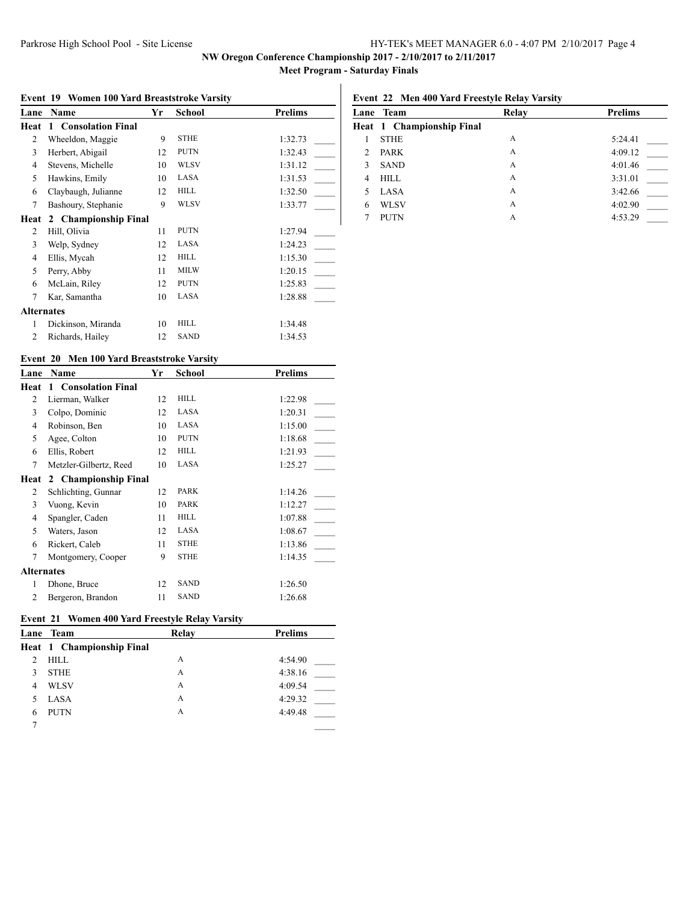**NW Oregon Conference Championship 2017 - 2/10/2017 to 2/11/2017**

**Meet Program - Saturday Finals**

### Event 19 Women 100 Yard Breaststroke Varsity

| Lane | Name | Yr | School | Prelims | |
|---|---|---|---|---|---|
| **Heat 1 Consolation Final** | | | | | |
| 2 | Wheeldon, Maggie | 9 | STHE | 1:32.73 | _____ |
| 3 | Herbert, Abigail | 12 | PUTN | 1:32.43 | _____ |
| 4 | Stevens, Michelle | 10 | WLSV | 1:31.12 | _____ |
| 5 | Hawkins, Emily | 10 | LASA | 1:31.53 | _____ |
| 6 | Claybaugh, Julianne | 12 | HILL | 1:32.50 | _____ |
| 7 | Bashoury, Stephanie | 9 | WLSV | 1:33.77 | _____ |
| **Heat 2 Championship Final** | | | | | |
| 2 | Hill, Olivia | 11 | PUTN | 1:27.94 | _____ |
| 3 | Welp, Sydney | 12 | LASA | 1:24.23 | _____ |
| 4 | Ellis, Mycah | 12 | HILL | 1:15.30 | _____ |
| 5 | Perry, Abby | 11 | MILW | 1:20.15 | _____ |
| 6 | McLain, Riley | 12 | PUTN | 1:25.83 | _____ |
| 7 | Kar, Samantha | 10 | LASA | 1:28.88 | _____ |
| **Alternates** | | | | | |
| 1 | Dickinson, Miranda | 10 | HILL | 1:34.48 | |
| 2 | Richards, Hailey | 12 | SAND | 1:34.53 | |

### Event 20 Men 100 Yard Breaststroke Varsity

| Lane | Name | Yr | School | Prelims | |
|---|---|---|---|---|---|
| **Heat 1 Consolation Final** | | | | | |
| 2 | Lierman, Walker | 12 | HILL | 1:22.98 | _____ |
| 3 | Colpo, Dominic | 12 | LASA | 1:20.31 | _____ |
| 4 | Robinson, Ben | 10 | LASA | 1:15.00 | _____ |
| 5 | Agee, Colton | 10 | PUTN | 1:18.68 | _____ |
| 6 | Ellis, Robert | 12 | HILL | 1:21.93 | _____ |
| 7 | Metzler-Gilbertz, Reed | 10 | LASA | 1:25.27 | _____ |
| **Heat 2 Championship Final** | | | | | |
| 2 | Schlichting, Gunnar | 12 | PARK | 1:14.26 | _____ |
| 3 | Vuong, Kevin | 10 | PARK | 1:12.27 | _____ |
| 4 | Spangler, Caden | 11 | HILL | 1:07.88 | _____ |
| 5 | Waters, Jason | 12 | LASA | 1:08.67 | _____ |
| 6 | Rickert, Caleb | 11 | STHE | 1:13.86 | _____ |
| 7 | Montgomery, Cooper | 9 | STHE | 1:14.35 | _____ |
| **Alternates** | | | | | |
| 1 | Dhone, Bruce | 12 | SAND | 1:26.50 | |
| 2 | Bergeron, Brandon | 11 | SAND | 1:26.68 | |

### Event 21 Women 400 Yard Freestyle Relay Varsity

| Lane | Team | Relay | Prelims | |
|---|---|---|---|---|
| **Heat 1 Championship Final** | | | | |
| 2 | HILL | A | 4:54.90 | _____ |
| 3 | STHE | A | 4:38.16 | _____ |
| 4 | WLSV | A | 4:09.54 | _____ |
| 5 | LASA | A | 4:29.32 | _____ |
| 6 | PUTN | A | 4:49.48 | _____ |
| 7 | | | | _____ |

### Event 22 Men 400 Yard Freestyle Relay Varsity

| Lane | Team | Relay | Prelims | |
|---|---|---|---|---|
| **Heat 1 Championship Final** | | | | |
| 1 | STHE | A | 5:24.41 | _____ |
| 2 | PARK | A | 4:09.12 | _____ |
| 3 | SAND | A | 4:01.46 | _____ |
| 4 | HILL | A | 3:31.01 | _____ |
| 5 | LASA | A | 3:42.66 | _____ |
| 6 | WLSV | A | 4:02.90 | _____ |
| 7 | PUTN | A | 4:53.29 | _____ |